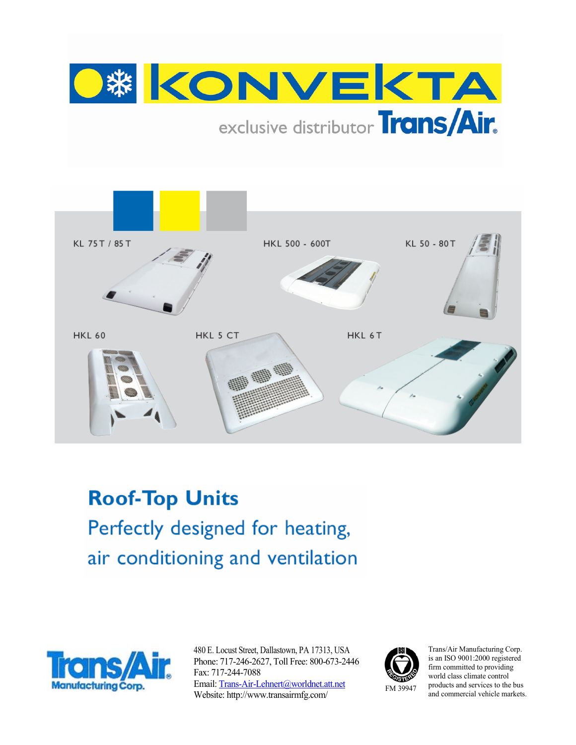# KONVEKTA

exclusive distributor Trans/Air

KL 75 T / 85 T

HKL 500 - 600T

KL 50 - 80 T

HKL 60

HKL 5 CT

HKL 6 T

## Roof-Top Units

Perfectly designed for heating, air conditioning and ventilation

Trans/Air Manufacturing Corp.

480 E. Locust Street, Dallastown, PA 17313, USA
Phone: 717-246-2627, Toll Free: 800-673-2446
Fax: 717-244-7088
Email: Trans-Air-Lehnert@worldnet.att.net
Website: http://www.transairmfg.com/

FM 39947

Trans/Air Manufacturing Corp. is an ISO 9001:2000 registered firm committed to providing world class climate control products and services to the bus and commercial vehicle markets.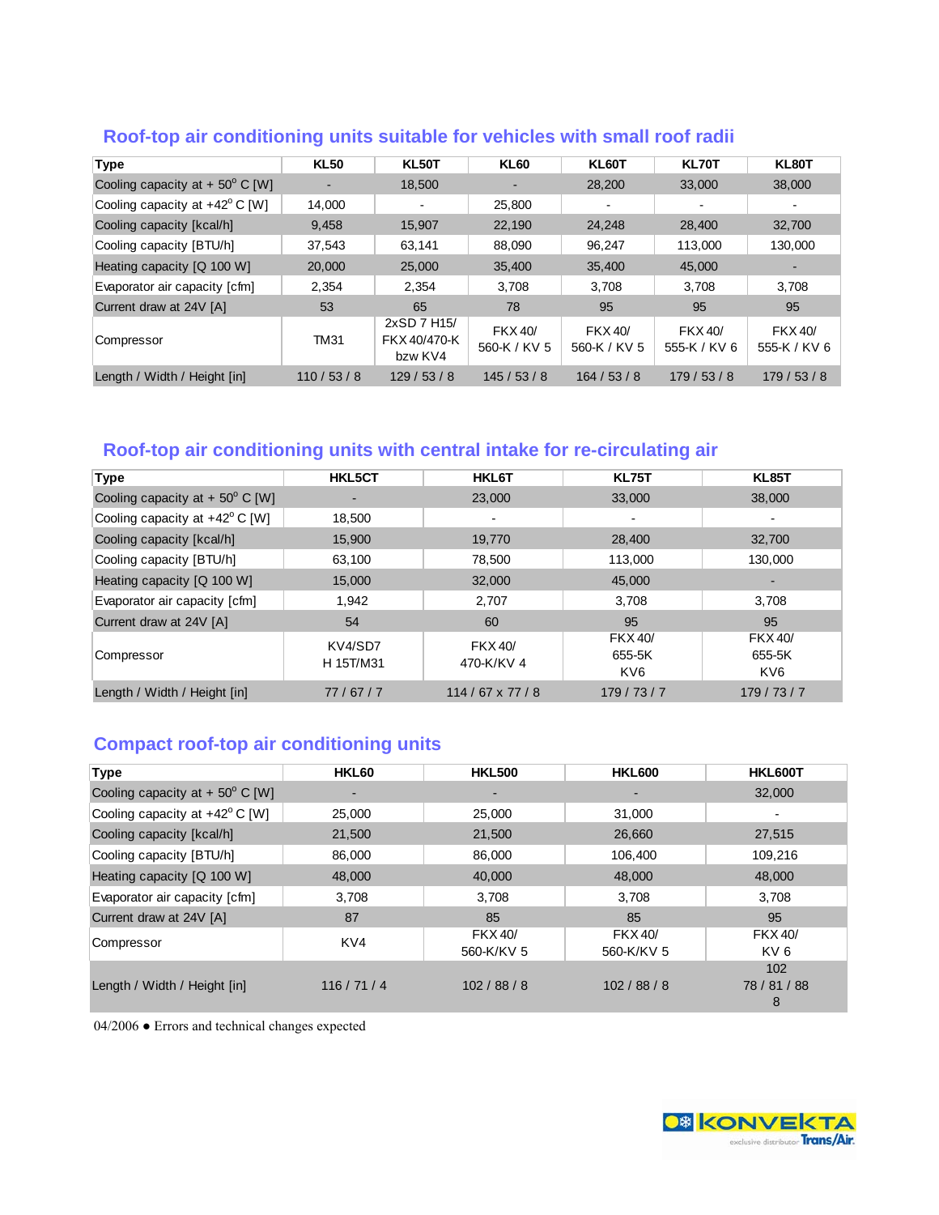## Roof-top air conditioning units suitable for vehicles with small roof radii

| Type | KL50 | KL50T | KL60 | KL60T | KL70T | KL80T |
|---|---|---|---|---|---|---|
| Cooling capacity at + 50° C [W] | - | 18,500 | - | 28,200 | 33,000 | 38,000 |
| Cooling capacity at +42° C [W] | 14,000 | - | 25,800 | - | - | - |
| Cooling capacity [kcal/h] | 9,458 | 15,907 | 22,190 | 24,248 | 28,400 | 32,700 |
| Cooling capacity [BTU/h] | 37,543 | 63,141 | 88,090 | 96,247 | 113,000 | 130,000 |
| Heating capacity [Q 100 W] | 20,000 | 25,000 | 35,400 | 35,400 | 45,000 | - |
| Evaporator air capacity [cfm] | 2,354 | 2,354 | 3,708 | 3,708 | 3,708 | 3,708 |
| Current draw at 24V [A] | 53 | 65 | 78 | 95 | 95 | 95 |
| Compressor | TM31 | 2xSD 7 H15/ FKX 40/470-K bzw KV4 | FKX 40/ 560-K / KV 5 | FKX 40/ 560-K / KV 5 | FKX 40/ 555-K / KV 6 | FKX 40/ 555-K / KV 6 |
| Length / Width / Height [in] | 110 / 53 / 8 | 129 / 53 / 8 | 145 / 53 / 8 | 164 / 53 / 8 | 179 / 53 / 8 | 179 / 53 / 8 |

## Roof-top air conditioning units with central intake for re-circulating air

| Type | HKL5CT | HKL6T | KL75T | KL85T |
|---|---|---|---|---|
| Cooling capacity at + 50° C [W] | - | 23,000 | 33,000 | 38,000 |
| Cooling capacity at +42° C [W] | 18,500 | - | - | - |
| Cooling capacity [kcal/h] | 15,900 | 19,770 | 28,400 | 32,700 |
| Cooling capacity [BTU/h] | 63,100 | 78,500 | 113,000 | 130,000 |
| Heating capacity [Q 100 W] | 15,000 | 32,000 | 45,000 | - |
| Evaporator air capacity [cfm] | 1,942 | 2,707 | 3,708 | 3,708 |
| Current draw at 24V [A] | 54 | 60 | 95 | 95 |
| Compressor | KV4/SD7 H 15T/M31 | FKX 40/ 470-K/KV 4 | FKX 40/ 655-5K KV6 | FKX 40/ 655-5K KV6 |
| Length / Width / Height [in] | 77 / 67 / 7 | 114 / 67 x 77 / 8 | 179 / 73 / 7 | 179 / 73 / 7 |

## Compact roof-top air conditioning units

| Type | HKL60 | HKL500 | HKL600 | HKL600T |
|---|---|---|---|---|
| Cooling capacity at + 50° C [W] | - | - | - | 32,000 |
| Cooling capacity at +42° C [W] | 25,000 | 25,000 | 31,000 | - |
| Cooling capacity [kcal/h] | 21,500 | 21,500 | 26,660 | 27,515 |
| Cooling capacity [BTU/h] | 86,000 | 86,000 | 106,400 | 109,216 |
| Heating capacity [Q 100 W] | 48,000 | 40,000 | 48,000 | 48,000 |
| Evaporator air capacity [cfm] | 3,708 | 3,708 | 3,708 | 3,708 |
| Current draw at 24V [A] | 87 | 85 | 85 | 95 |
| Compressor | KV4 | FKX 40/ 560-K/KV 5 | FKX 40/ 560-K/KV 5 | FKX 40/ KV 6 |
| Length / Width / Height [in] | 116 / 71 / 4 | 102 / 88 / 8 | 102 / 88 / 8 | 102 78 / 81 / 88 8 |

04/2006 ● Errors and technical changes expected

KONVEKTA exclusive distributor Trans/Air